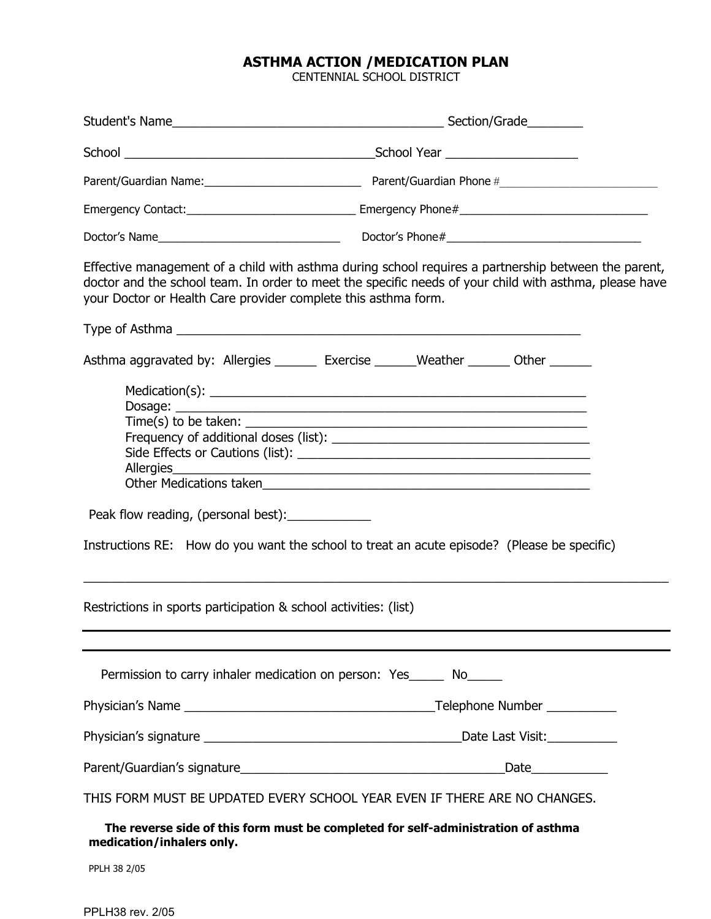# ASTHMA ACTION /MEDICATION PLAN

CENTENNIAL SCHOOL DISTRICT

Student's Name_______________________________________ Section/Grade________

School ___________________________________School Year __________________

Parent/Guardian Name:________________________ Parent/Guardian Phone #___________________________

Emergency Contact:__________________________ Emergency Phone#_____________________________

Doctor's Name_____________________________ Doctor's Phone#_______________________________

Effective management of a child with asthma during school requires a partnership between the parent, doctor and the school team. In order to meet the specific needs of your child with asthma, please have your Doctor or Health Care provider complete this asthma form.

Type of Asthma __________________________________________________________

Asthma aggravated by: Allergies ______ Exercise ______Weather ______ Other ______

Medication(s): ____________________________________________________
Dosage: ________________________________________________________
Time(s) to be taken: _______________________________________________
Frequency of additional doses (list): _____________________________________
Side Effects or Cautions (list): _________________________________________
Allergies__________________________________________________________
Other Medications taken______________________________________________

Peak flow reading, (personal best):____________

Instructions RE: How do you want the school to treat an acute episode? (Please be specific)

_____________________________________________________________________________

Restrictions in sports participation & school activities: (list)

_____________________________________________________________________________

_____________________________________________________________________________

Permission to carry inhaler medication on person: Yes_____ No_____

Physician's Name ___________________________________Telephone Number __________

Physician's signature ______________________________________Date Last Visit:__________

Parent/Guardian's signature_______________________________________Date___________

THIS FORM MUST BE UPDATED EVERY SCHOOL YEAR EVEN IF THERE ARE NO CHANGES.

**The reverse side of this form must be completed for self-administration of asthma medication/inhalers only.**

PPLH 38 2/05

PPLH38 rev. 2/05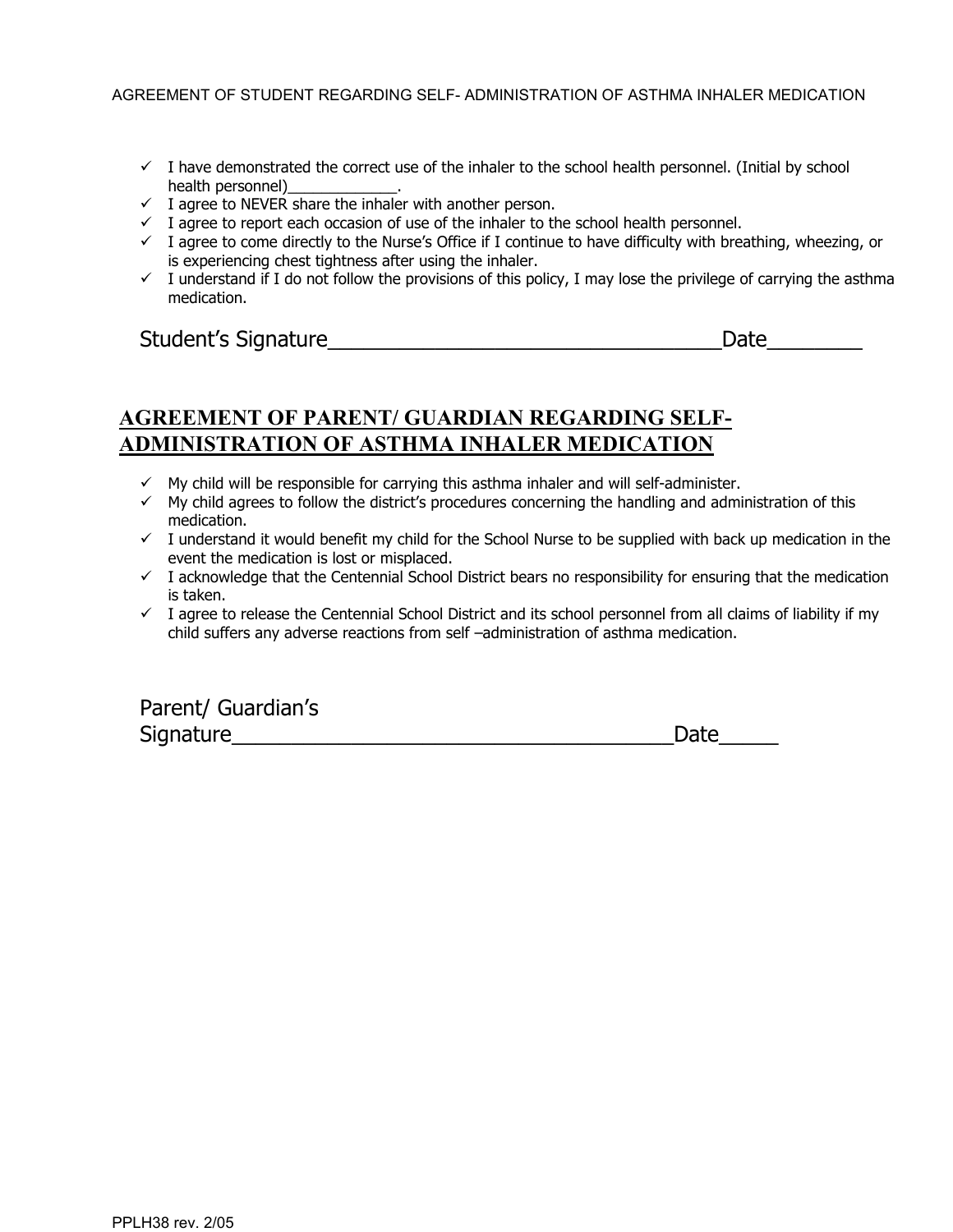AGREEMENT OF STUDENT REGARDING SELF- ADMINISTRATION OF ASTHMA INHALER MEDICATION

- ✓ I have demonstrated the correct use of the inhaler to the school health personnel. (Initial by school health personnel)_____________.
- ✓ I agree to NEVER share the inhaler with another person.
- ✓ I agree to report each occasion of use of the inhaler to the school health personnel.
- ✓ I agree to come directly to the Nurse's Office if I continue to have difficulty with breathing, wheezing, or is experiencing chest tightness after using the inhaler.
- ✓ I understand if I do not follow the provisions of this policy, I may lose the privilege of carrying the asthma medication.

Student's Signature__________________________________Date________

## AGREEMENT OF PARENT/ GUARDIAN REGARDING SELF-ADMINISTRATION OF ASTHMA INHALER MEDICATION

- ✓ My child will be responsible for carrying this asthma inhaler and will self-administer.
- ✓ My child agrees to follow the district's procedures concerning the handling and administration of this medication.
- ✓ I understand it would benefit my child for the School Nurse to be supplied with back up medication in the event the medication is lost or misplaced.
- ✓ I acknowledge that the Centennial School District bears no responsibility for ensuring that the medication is taken.
- ✓ I agree to release the Centennial School District and its school personnel from all claims of liability if my child suffers any adverse reactions from self –administration of asthma medication.

Parent/ Guardian's Signature_______________________________________Date_____

PPLH38 rev. 2/05